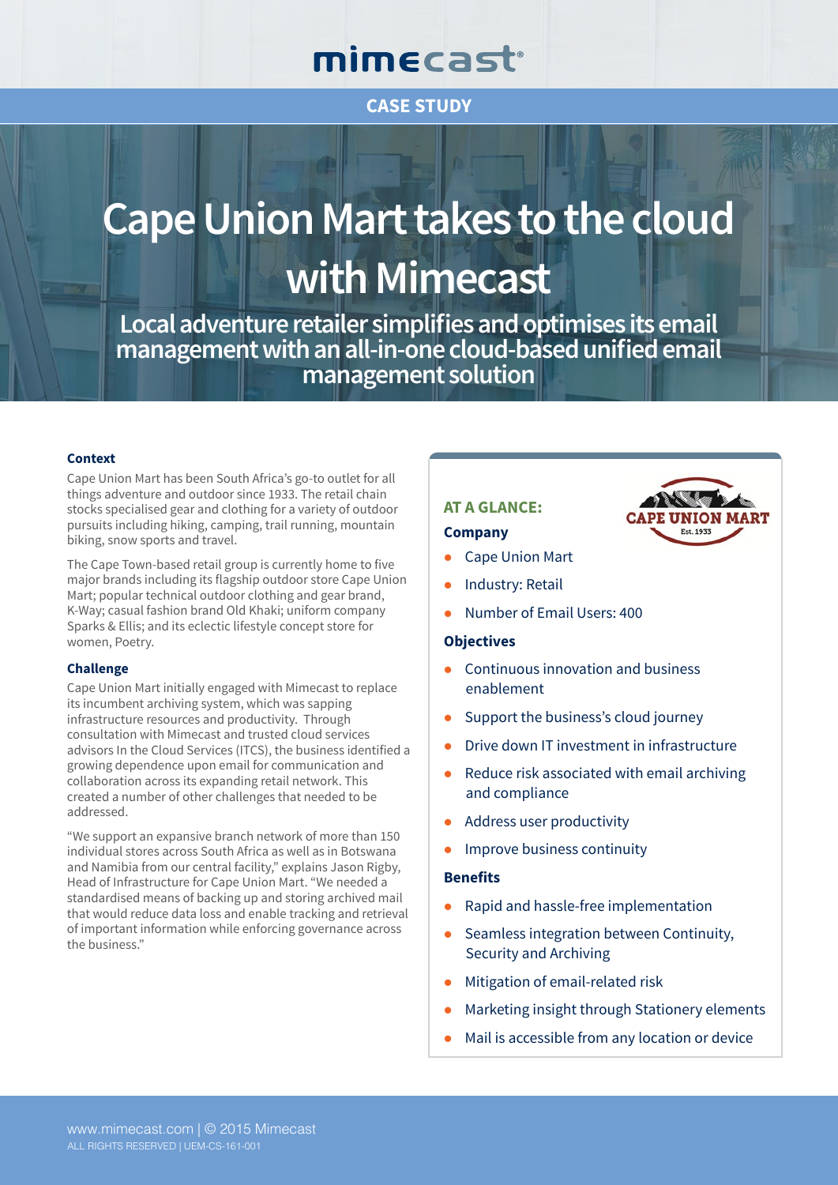mimecast

CASE STUDY

# Cape Union Mart takes to the cloud with Mimecast

## Local adventure retailer simplifies and optimises its email management with an all-in-one cloud-based unified email management solution

### Context

Cape Union Mart has been South Africa's go-to outlet for all things adventure and outdoor since 1933. The retail chain stocks specialised gear and clothing for a variety of outdoor pursuits including hiking, camping, trail running, mountain biking, snow sports and travel.

The Cape Town-based retail group is currently home to five major brands including its flagship outdoor store Cape Union Mart; popular technical outdoor clothing and gear brand, K-Way; casual fashion brand Old Khaki; uniform company Sparks & Ellis; and its eclectic lifestyle concept store for women, Poetry.

### Challenge

Cape Union Mart initially engaged with Mimecast to replace its incumbent archiving system, which was sapping infrastructure resources and productivity. Through consultation with Mimecast and trusted cloud services advisors In the Cloud Services (ITCS), the business identified a growing dependence upon email for communication and collaboration across its expanding retail network. This created a number of other challenges that needed to be addressed.

"We support an expansive branch network of more than 150 individual stores across South Africa as well as in Botswana and Namibia from our central facility," explains Jason Rigby, Head of Infrastructure for Cape Union Mart. "We needed a standardised means of backing up and storing archived mail that would reduce data loss and enable tracking and retrieval of important information while enforcing governance across the business."

### AT A GLANCE:

CAPE UNION MART
Est. 1933

**Company**

- Cape Union Mart
- Industry: Retail
- Number of Email Users: 400

**Objectives**

- Continuous innovation and business enablement
- Support the business's cloud journey
- Drive down IT investment in infrastructure
- Reduce risk associated with email archiving and compliance
- Address user productivity
- Improve business continuity

**Benefits**

- Rapid and hassle-free implementation
- Seamless integration between Continuity, Security and Archiving
- Mitigation of email-related risk
- Marketing insight through Stationery elements
- Mail is accessible from any location or device

www.mimecast.com | © 2015 Mimecast
ALL RIGHTS RESERVED | UEM-CS-161-001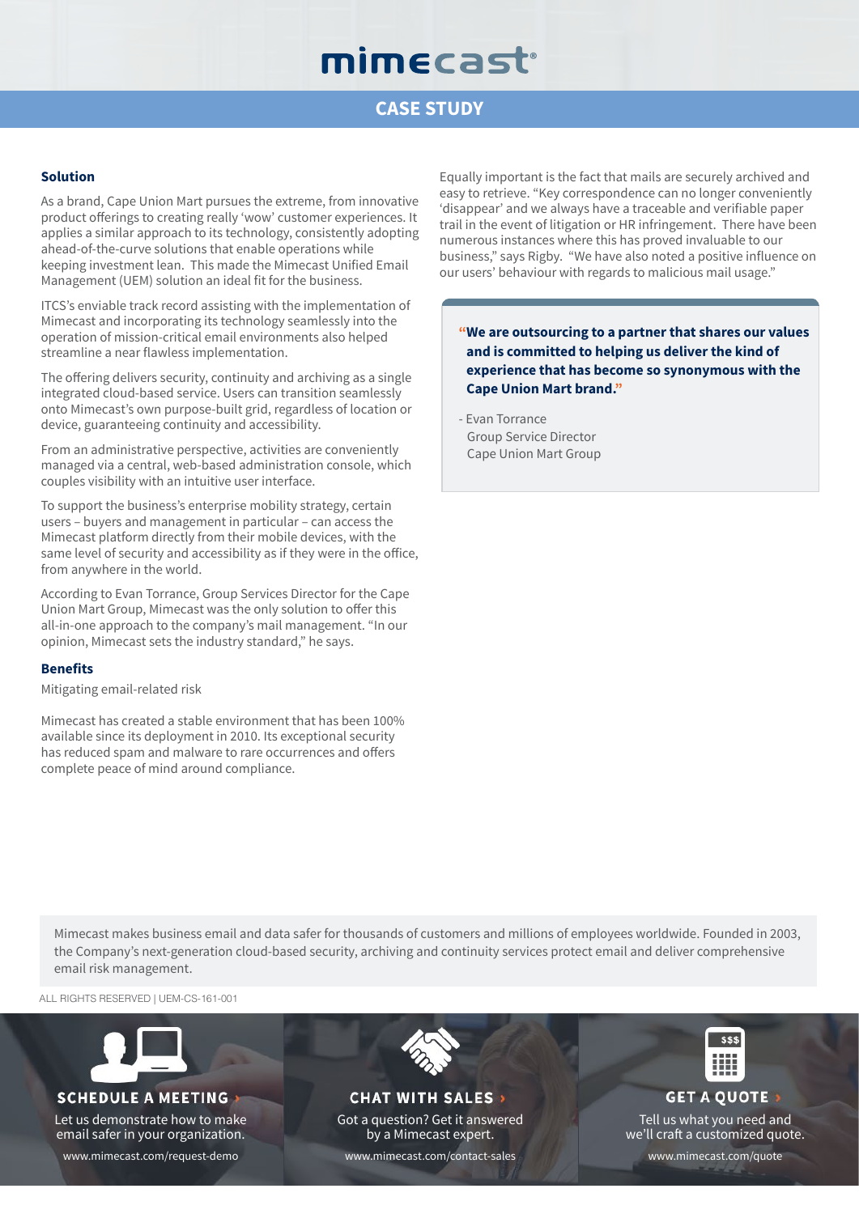# mimecast

## CASE STUDY

### Solution

As a brand, Cape Union Mart pursues the extreme, from innovative product offerings to creating really 'wow' customer experiences. It applies a similar approach to its technology, consistently adopting ahead-of-the-curve solutions that enable operations while keeping investment lean. This made the Mimecast Unified Email Management (UEM) solution an ideal fit for the business.

ITCS's enviable track record assisting with the implementation of Mimecast and incorporating its technology seamlessly into the operation of mission-critical email environments also helped streamline a near flawless implementation.

The offering delivers security, continuity and archiving as a single integrated cloud-based service. Users can transition seamlessly onto Mimecast's own purpose-built grid, regardless of location or device, guaranteeing continuity and accessibility.

From an administrative perspective, activities are conveniently managed via a central, web-based administration console, which couples visibility with an intuitive user interface.

To support the business's enterprise mobility strategy, certain users – buyers and management in particular – can access the Mimecast platform directly from their mobile devices, with the same level of security and accessibility as if they were in the office, from anywhere in the world.

According to Evan Torrance, Group Services Director for the Cape Union Mart Group, Mimecast was the only solution to offer this all-in-one approach to the company's mail management. "In our opinion, Mimecast sets the industry standard," he says.

### Benefits

Mitigating email-related risk

Mimecast has created a stable environment that has been 100% available since its deployment in 2010. Its exceptional security has reduced spam and malware to rare occurrences and offers complete peace of mind around compliance.

Equally important is the fact that mails are securely archived and easy to retrieve. "Key correspondence can no longer conveniently 'disappear' and we always have a traceable and verifiable paper trail in the event of litigation or HR infringement. There have been numerous instances where this has proved invaluable to our business," says Rigby. "We have also noted a positive influence on our users' behaviour with regards to malicious mail usage."

> **"We are outsourcing to a partner that shares our values and is committed to helping us deliver the kind of experience that has become so synonymous with the Cape Union Mart brand."**
>
> - Evan Torrance
> Group Service Director
> Cape Union Mart Group

Mimecast makes business email and data safer for thousands of customers and millions of employees worldwide. Founded in 2003, the Company's next-generation cloud-based security, archiving and continuity services protect email and deliver comprehensive email risk management.

ALL RIGHTS RESERVED | UEM-CS-161-001

**SCHEDULE A MEETING ›**
Let us demonstrate how to make email safer in your organization.
www.mimecast.com/request-demo

**CHAT WITH SALES ›**
Got a question? Get it answered by a Mimecast expert.
www.mimecast.com/contact-sales

**GET A QUOTE ›**
Tell us what you need and we'll craft a customized quote.
www.mimecast.com/quote